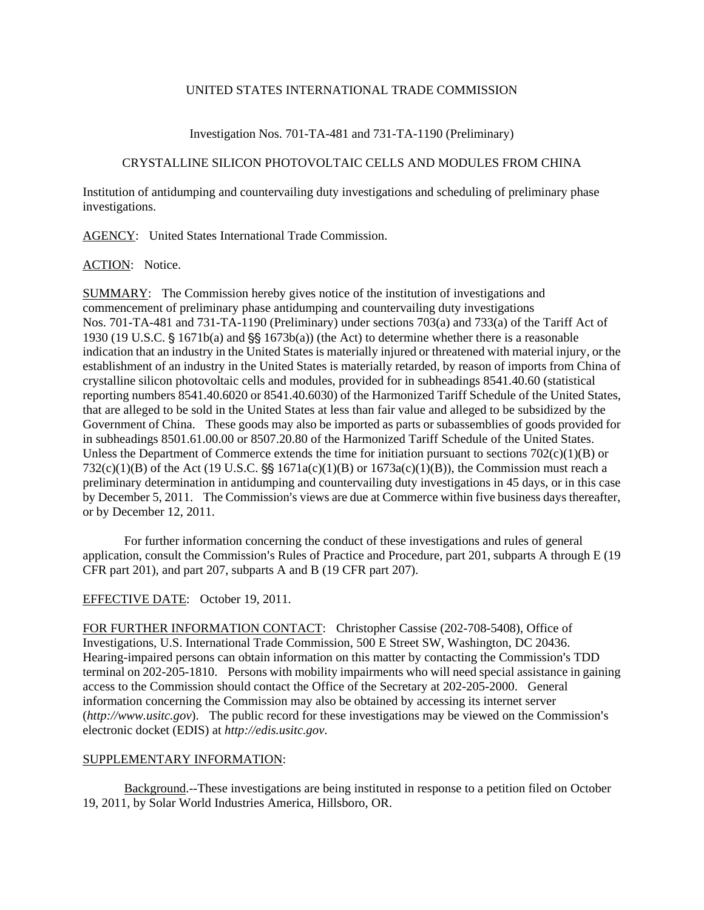UNITED STATES INTERNATIONAL TRADE COMMISSION

Investigation Nos. 701-TA-481 and 731-TA-1190 (Preliminary)

CRYSTALLINE SILICON PHOTOVOLTAIC CELLS AND MODULES FROM CHINA

Institution of antidumping and countervailing duty investigations and scheduling of preliminary phase investigations.

AGENCY: United States International Trade Commission.

ACTION: Notice.

SUMMARY: The Commission hereby gives notice of the institution of investigations and commencement of preliminary phase antidumping and countervailing duty investigations Nos. 701-TA-481 and 731-TA-1190 (Preliminary) under sections 703(a) and 733(a) of the Tariff Act of 1930 (19 U.S.C. § 1671b(a) and §§ 1673b(a)) (the Act) to determine whether there is a reasonable indication that an industry in the United States is materially injured or threatened with material injury, or the establishment of an industry in the United States is materially retarded, by reason of imports from China of crystalline silicon photovoltaic cells and modules, provided for in subheadings 8541.40.60 (statistical reporting numbers 8541.40.6020 or 8541.40.6030) of the Harmonized Tariff Schedule of the United States, that are alleged to be sold in the United States at less than fair value and alleged to be subsidized by the Government of China. These goods may also be imported as parts or subassemblies of goods provided for in subheadings 8501.61.00.00 or 8507.20.80 of the Harmonized Tariff Schedule of the United States. Unless the Department of Commerce extends the time for initiation pursuant to sections 702(c)(1)(B) or 732(c)(1)(B) of the Act (19 U.S.C. §§ 1671a(c)(1)(B) or 1673a(c)(1)(B)), the Commission must reach a preliminary determination in antidumping and countervailing duty investigations in 45 days, or in this case by December 5, 2011. The Commission's views are due at Commerce within five business days thereafter, or by December 12, 2011.

For further information concerning the conduct of these investigations and rules of general application, consult the Commission's Rules of Practice and Procedure, part 201, subparts A through E (19 CFR part 201), and part 207, subparts A and B (19 CFR part 207).

EFFECTIVE DATE: October 19, 2011.

FOR FURTHER INFORMATION CONTACT: Christopher Cassise (202-708-5408), Office of Investigations, U.S. International Trade Commission, 500 E Street SW, Washington, DC 20436. Hearing-impaired persons can obtain information on this matter by contacting the Commission's TDD terminal on 202-205-1810. Persons with mobility impairments who will need special assistance in gaining access to the Commission should contact the Office of the Secretary at 202-205-2000. General information concerning the Commission may also be obtained by accessing its internet server (*http://www.usitc.gov*). The public record for these investigations may be viewed on the Commission's electronic docket (EDIS) at *http://edis.usitc.gov*.

SUPPLEMENTARY INFORMATION:

Background.--These investigations are being instituted in response to a petition filed on October 19, 2011, by Solar World Industries America, Hillsboro, OR.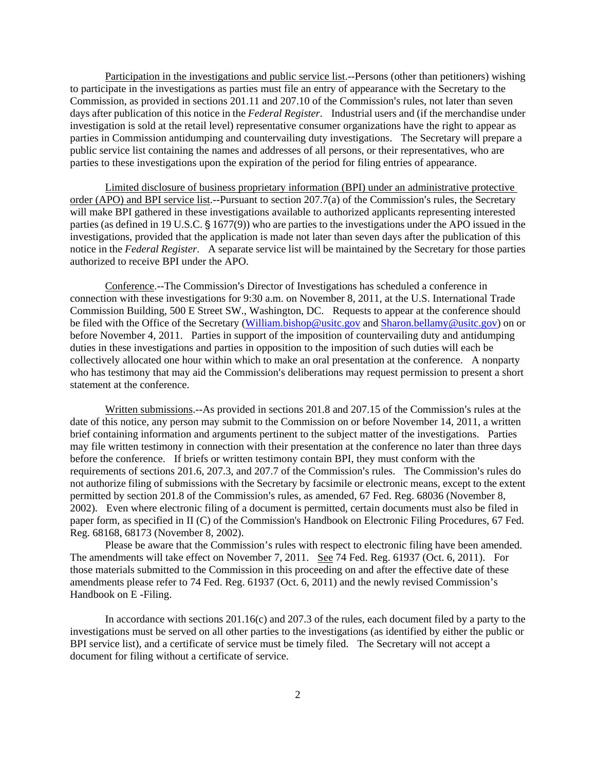Participation in the investigations and public service list.--Persons (other than petitioners) wishing to participate in the investigations as parties must file an entry of appearance with the Secretary to the Commission, as provided in sections 201.11 and 207.10 of the Commission's rules, not later than seven days after publication of this notice in the *Federal Register*. Industrial users and (if the merchandise under investigation is sold at the retail level) representative consumer organizations have the right to appear as parties in Commission antidumping and countervailing duty investigations. The Secretary will prepare a public service list containing the names and addresses of all persons, or their representatives, who are parties to these investigations upon the expiration of the period for filing entries of appearance.

Limited disclosure of business proprietary information (BPI) under an administrative protective order (APO) and BPI service list.--Pursuant to section 207.7(a) of the Commission's rules, the Secretary will make BPI gathered in these investigations available to authorized applicants representing interested parties (as defined in 19 U.S.C. § 1677(9)) who are parties to the investigations under the APO issued in the investigations, provided that the application is made not later than seven days after the publication of this notice in the *Federal Register*. A separate service list will be maintained by the Secretary for those parties authorized to receive BPI under the APO.

Conference.--The Commission's Director of Investigations has scheduled a conference in connection with these investigations for 9:30 a.m. on November 8, 2011, at the U.S. International Trade Commission Building, 500 E Street SW., Washington, DC. Requests to appear at the conference should be filed with the Office of the Secretary (William.bishop@usitc.gov and Sharon.bellamy@usitc.gov) on or before November 4, 2011. Parties in support of the imposition of countervailing duty and antidumping duties in these investigations and parties in opposition to the imposition of such duties will each be collectively allocated one hour within which to make an oral presentation at the conference. A nonparty who has testimony that may aid the Commission's deliberations may request permission to present a short statement at the conference.

Written submissions.--As provided in sections 201.8 and 207.15 of the Commission's rules at the date of this notice, any person may submit to the Commission on or before November 14, 2011, a written brief containing information and arguments pertinent to the subject matter of the investigations. Parties may file written testimony in connection with their presentation at the conference no later than three days before the conference. If briefs or written testimony contain BPI, they must conform with the requirements of sections 201.6, 207.3, and 207.7 of the Commission's rules. The Commission's rules do not authorize filing of submissions with the Secretary by facsimile or electronic means, except to the extent permitted by section 201.8 of the Commission's rules, as amended, 67 Fed. Reg. 68036 (November 8, 2002). Even where electronic filing of a document is permitted, certain documents must also be filed in paper form, as specified in II (C) of the Commission's Handbook on Electronic Filing Procedures, 67 Fed. Reg. 68168, 68173 (November 8, 2002).

Please be aware that the Commission's rules with respect to electronic filing have been amended. The amendments will take effect on November 7, 2011. See 74 Fed. Reg. 61937 (Oct. 6, 2011). For those materials submitted to the Commission in this proceeding on and after the effective date of these amendments please refer to 74 Fed. Reg. 61937 (Oct. 6, 2011) and the newly revised Commission's Handbook on E -Filing.

In accordance with sections 201.16(c) and 207.3 of the rules, each document filed by a party to the investigations must be served on all other parties to the investigations (as identified by either the public or BPI service list), and a certificate of service must be timely filed. The Secretary will not accept a document for filing without a certificate of service.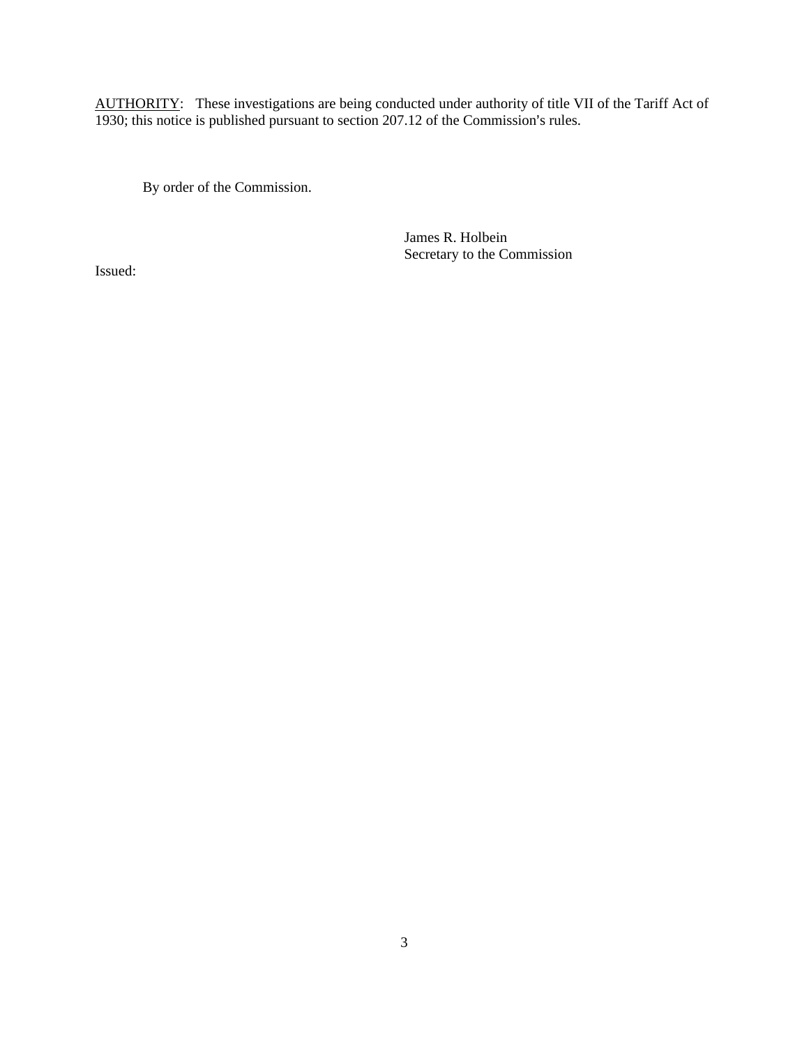AUTHORITY: These investigations are being conducted under authority of title VII of the Tariff Act of 1930; this notice is published pursuant to section 207.12 of the Commission's rules.

By order of the Commission.

James R. Holbein
Secretary to the Commission

Issued: